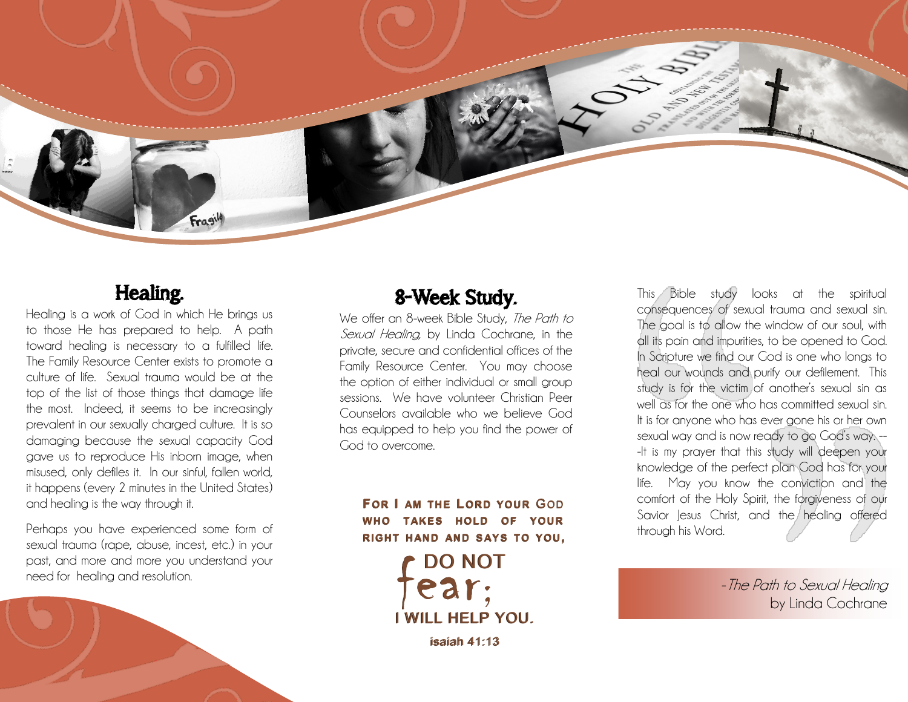## Healing.

Healing is a work of God in which He brings us to those He has prepared to help. A path toward healing is necessary to a fulfilled life. The Family Resource Center exists to promote a culture of life. Sexual trauma would be at the top of the list of those things that damage life the most. Indeed, it seems to be increasingly prevalent in our sexually charged culture. It is so damaging because the sexual capacity God gave us to reproduce His inborn image, when misused, only defiles it. In our sinful, fallen world, it happens (every 2 minutes in the United States) and healing is the way through it.

Perhaps you have experienced some form of sexual trauma (rape, abuse, incest, etc.) in your past, and more and more you understand your need for healing and resolution.

## 8-Week Study.

We offer an 8-week Bible Study, *The Path to Sexual Healing*, by Linda Cochrane, in the private, secure and confidential offices of the Family Resource Center. You may choose the option of either individual or small group sessions. We have volunteer Christian Peer Counselors available who we believe God has equipped to help you find the power of God to overcome.

**FOR I AM THE LORD YOUR GOD WHO TAKES HOLD OF YOUR RIGHT HAND AND SAYS TO YOU,**

**DO NOT fear;**
**I WILL HELP YOU.**

**isaiah 41:13**

This Bible study looks at the spiritual consequences of sexual trauma and sexual sin. The goal is to allow the window of our soul, with all its pain and impurities, to be opened to God. In Scripture we find our God is one who longs to heal our wounds and purify our defilement. This study is for the victim of another's sexual sin as well as for the one who has committed sexual sin. It is for anyone who has ever gone his or her own sexual way and is now ready to go God's way. ---It is my prayer that this study will deepen your knowledge of the perfect plan God has for your life. May you know the conviction and the comfort of the Holy Spirit, the forgiveness of our Savior Jesus Christ, and the healing offered through his Word.

-*The Path to Sexual Healing*
by Linda Cochrane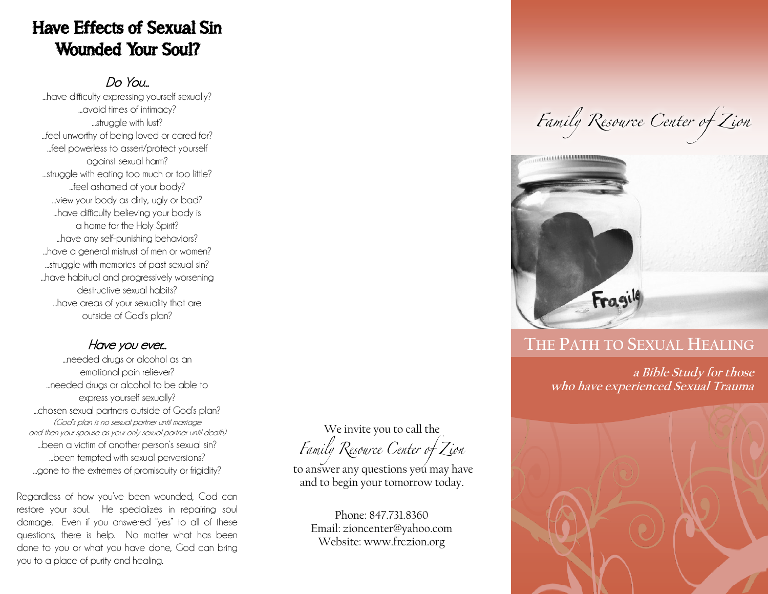# Have Effects of Sexual Sin Wounded Your Soul?

## *Do You...*

...have difficulty expressing yourself sexually?
...avoid times of intimacy?
...struggle with lust?
...feel unworthy of being loved or cared for?
...feel powerless to assert/protect yourself against sexual harm?
...struggle with eating too much or too little?
...feel ashamed of your body?
...view your body as dirty, ugly or bad?
...have difficulty believing your body is a home for the Holy Spirit?
...have any self-punishing behaviors?
...have a general mistrust of men or women?
...struggle with memories of past sexual sin?
...have habitual and progressively worsening destructive sexual habits?
...have areas of your sexuality that are outside of God's plan?

## *Have you ever...*

...needed drugs or alcohol as an emotional pain reliever?
...needed drugs or alcohol to be able to express yourself sexually?
...chosen sexual partners outside of God's plan?
*(God's plan is no sexual partner until marriage and then your spouse as your only sexual partner until death)*
...been a victim of another person's sexual sin?
...been tempted with sexual perversions?
...gone to the extremes of promiscuity or frigidity?

Regardless of how you've been wounded, God can restore your soul. He specializes in repairing soul damage. Even if you answered "yes" to all of these questions, there is help. No matter what has been done to you or what you have done, God can bring you to a place of purity and healing.

We invite you to call the *Family Resource Center of Zion* to answer any questions you may have and to begin your tomorrow today.

Phone: 847.731.8360
Email: zioncenter@yahoo.com
Website: www.frczion.org

*Family Resource Center of Zion*

Fragile

# THE PATH TO SEXUAL HEALING

***a Bible Study for those who have experienced Sexual Trauma***